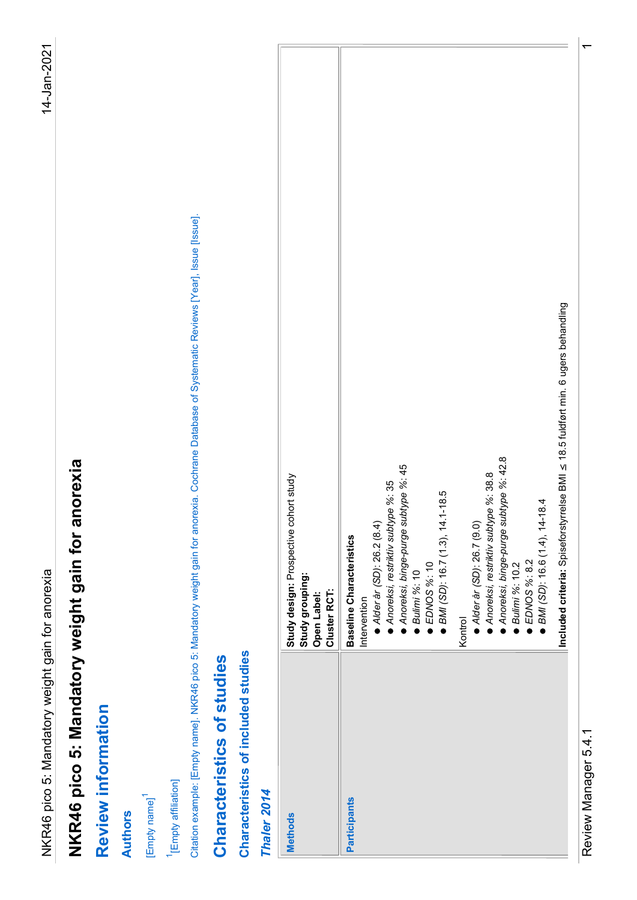# NKR46 pico 5: Mandatory weight gain for anorexia

## Review information

### Authors

[Empty name][1]

[1] [Empty affiliation]

Citation example: [Empty name]. NKR46 pico 5: Mandatory weight gain for anorexia. Cochrane Database of Systematic Reviews [Year], Issue [Issue].

## Characteristics of studies

### Characteristics of included studies

#### *Thaler 2014*

| | |
|---|---|
| **Methods** | **Study design:** Prospective cohort study<br>**Study grouping:**<br>**Open Label:**<br>**Cluster RCT:** |
| **Participants** | **Baseline Characteristics**<br>Intervention<br>● *Alder år (SD)*: 26.2 (8.4)<br>● *Anoreksi, restriktiv subtype %*: 35<br>● *Anoreksi, binge-purge subtype %*: 45<br>● *Bulimi %*: 10<br>● *EDNOS %*: 10<br>● *BMI (SD)*: 16.7 (1.3), 14.1-18.5<br><br>Kontrol<br>● *Alder år (SD)*: 26.7 (9.0)<br>● *Anoreksi, restriktiv subtype %*: 38.8<br>● *Anoreksi, binge-purge subtype %*: 42.8<br>● *Bulimi %*: 10.2<br>● *EDNOS %*: 8.2<br>● *BMI (SD)*: 16.6 (1.4), 14-18.4<br><br>**Included criteria:** Spiseforstyrrelse BMI ≤ 18.5 fuldført min. 6 ugers behandling |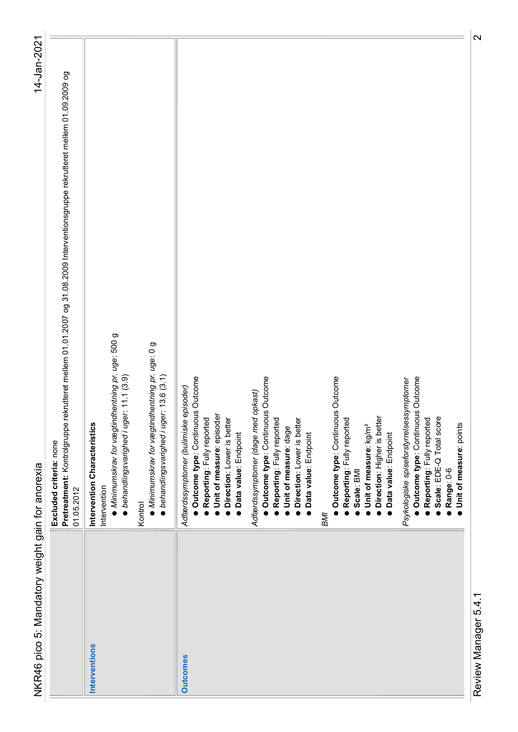| | |
|---|---|
| | **Excluded criteria:** none<br>**Pretreatment:** Kontrolgruppe rekrutteret mellem 01.01.2007 og 31.08.2009 Interventionsgruppe rekrutteret mellem 01.09.2009 og 01.05.2012 |
| **Interventions** | **Intervention Characteristics**<br>Intervention<br>● *Minimumskrav for vægtindhentning pr. uge:* 500 g<br>● *behandlingsvarighed i uger:* 11.1 (3.9)<br>Kontrol<br>● *Minimumskrav for vægtindhentning pr. uge:* 0 g<br>● *behandlingsvarighed i uger:* 13.6 (3.1) |
| **Outcomes** | *Adfærdssymptomer (bulimiske episoder)*<br>● **Outcome type**: Continuous Outcome<br>● **Reporting**: Fully reported<br>● **Unit of measure**: episoder<br>● **Direction**: Lower is better<br>● **Data value**: Endpoint<br>*Adfærdssymptomer (dage med opkast)*<br>● **Outcome type**: Continuous Outcome<br>● **Reporting**: Fully reported<br>● **Unit of measure**: dage<br>● **Direction**: Lower is better<br>● **Data value**: Endpoint<br>*BMI*<br>● **Outcome type**: Continuous Outcome<br>● **Reporting**: Fully reported<br>● **Scale**: BMI<br>● **Unit of measure**: kg/m²<br>● **Direction**: Higher is better<br>● **Data value**: Endpoint<br>*Psykologiske spiseforstyrrelsessymptomer*<br>● **Outcome type**: Continuous Outcome<br>● **Reporting**: Fully reported<br>● **Scale**: EDE-Q Total score<br>● **Range**: 0-6<br>● **Unit of measure**: points |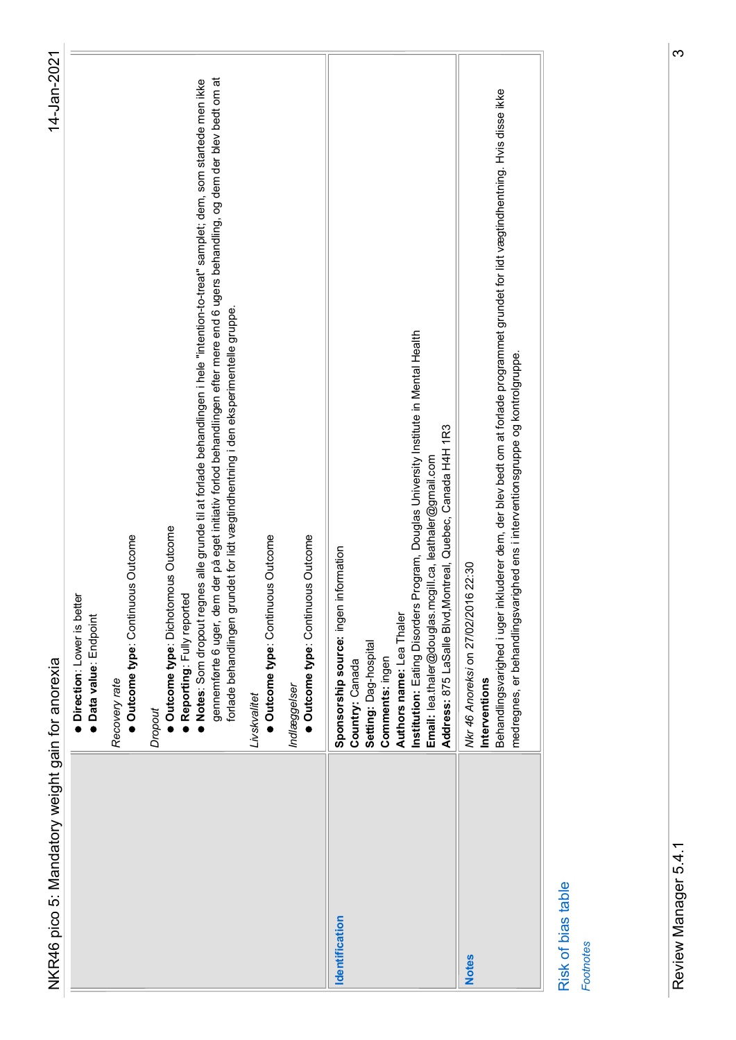| | |
|---|---|
| | ● **Direction**: Lower is better<br>● **Data value**: Endpoint<br>*Recovery rate*<br>● **Outcome type**: Continuous Outcome<br>*Dropout*<br>● **Outcome type**: Dichotomous Outcome<br>● **Reporting**: Fully reported<br>● **Notes**: Som dropout regnes alle grunde til at forlade behandlingen i hele "intention-to-treat" samplet; dem, som startede men ikke gennemførte 6 uger, dem der på eget initiativ forlod behandlingen efter mere end 6 ugers behandling, og dem der blev bedt om at forlade behandlingen grundet for lidt vægtindhentning i den eksperimentelle gruppe.<br>*Livskvalitet*<br>● **Outcome type**: Continuous Outcome<br>*Indlæggelser*<br>● **Outcome type**: Continuous Outcome |
| **Identification** | **Sponsorship source:** ingen information<br>**Country:** Canada<br>**Setting:** Dag-hospital<br>**Comments:** ingen<br>**Authors name:** Lea Thaler<br>**Institution:** Eating Disorders Program, Douglas University Institute in Mental Health<br>**Email:** lea.thaler@douglas.mcgill.ca, leathaler@gmail.com<br>**Address:** 875 LaSalle Blvd,Montreal, Quebec, Canada H4H 1R3 |
| **Notes** | *Nkr 46 Anoreksi* on 27/02/2016 22:30<br>**Interventions**<br>Behandlingsvarighed i uger inkluderer dem, der blev bedt om at forlade programmet grundet for lidt vægtindhentning. Hvis disse ikke medregnes, er behandlingsvarighed ens i interventionsgruppe og kontrolgruppe. |

## Risk of bias table

*Footnotes*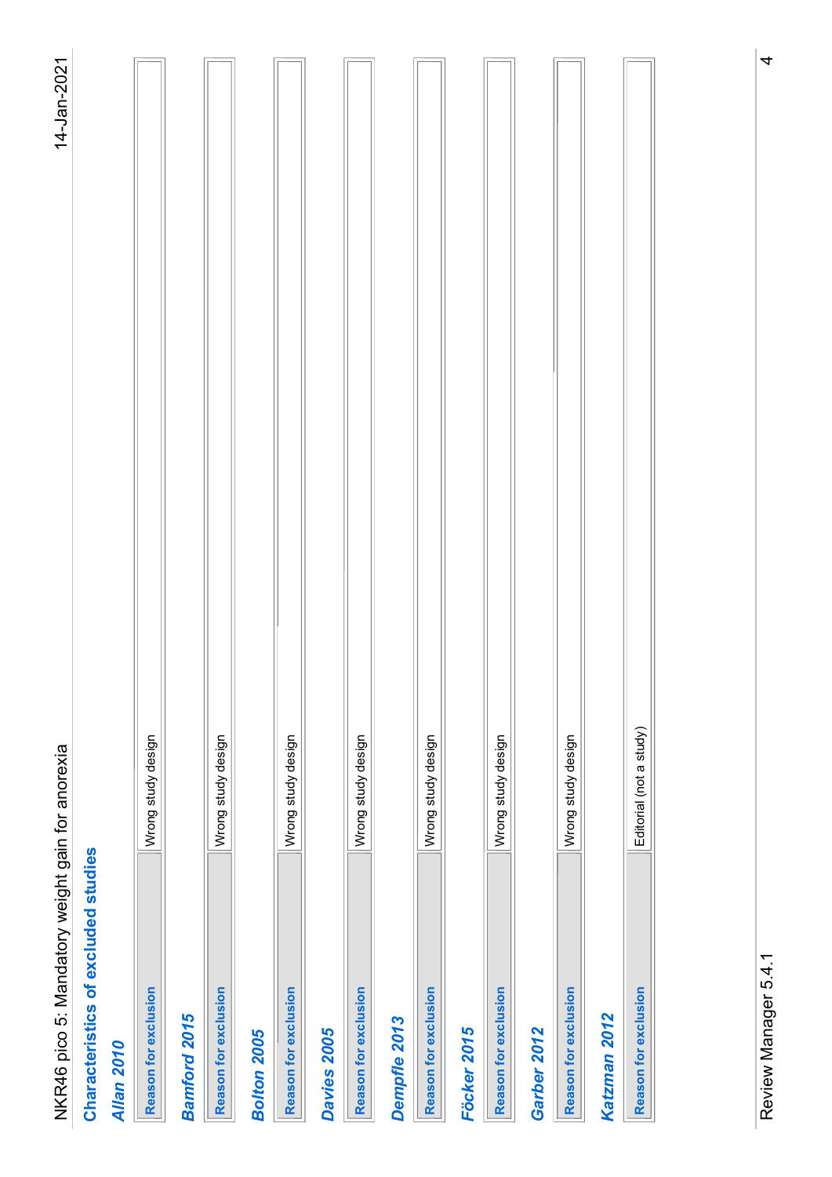## Characteristics of excluded studies

### Allan 2010

| Reason for exclusion | Wrong study design |
|---|---|

### Bamford 2015

| Reason for exclusion | Wrong study design |
|---|---|

### Bolton 2005

| Reason for exclusion | Wrong study design |
|---|---|

### Davies 2005

| Reason for exclusion | Wrong study design |
|---|---|

### Dempfle 2013

| Reason for exclusion | Wrong study design |
|---|---|

### Föcker 2015

| Reason for exclusion | Wrong study design |
|---|---|

### Garber 2012

| Reason for exclusion | Wrong study design |
|---|---|

### Katzman 2012

| Reason for exclusion | Editorial (not a study) |
|---|---|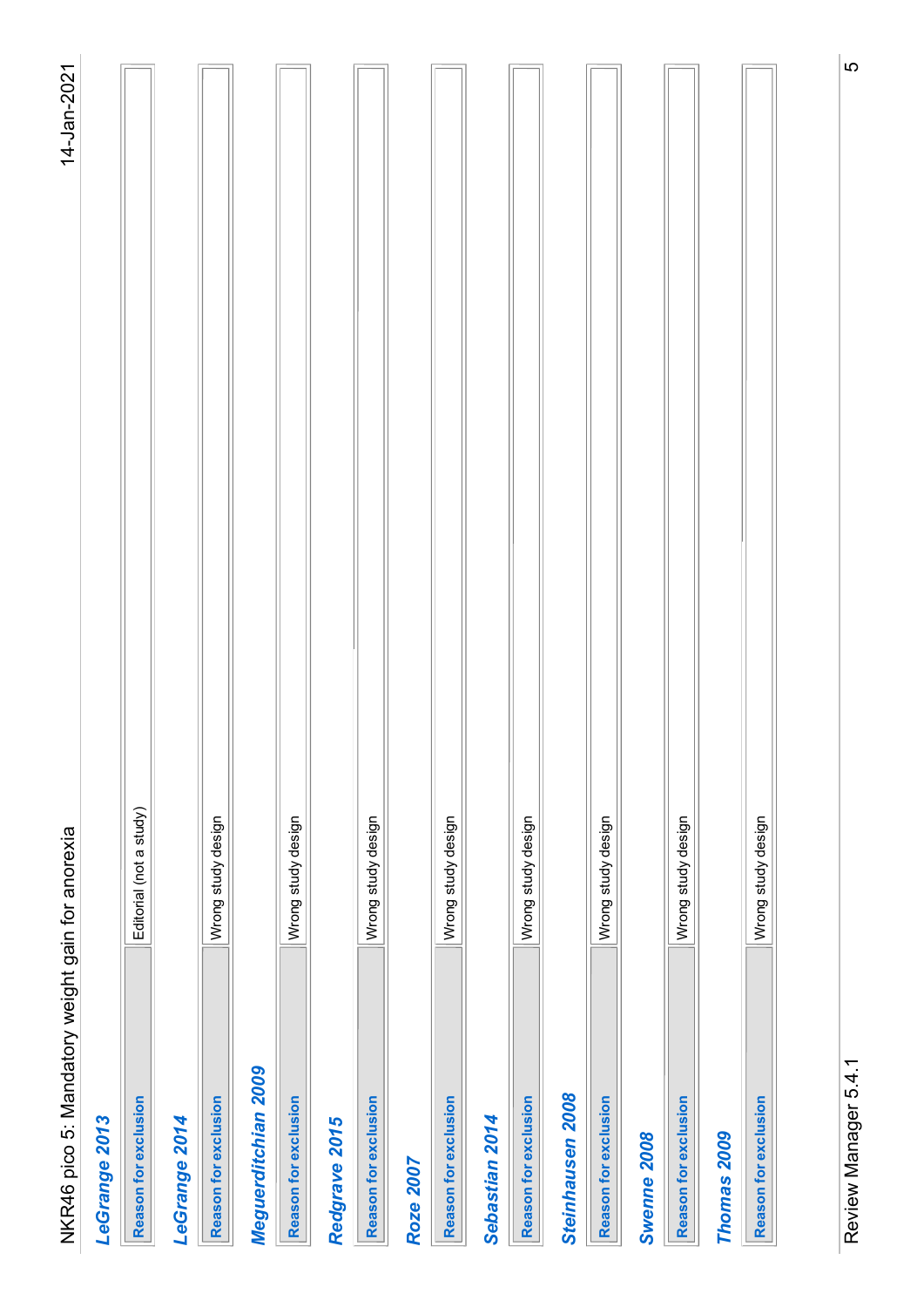### LeGrange 2013

| Reason for exclusion | Editorial (not a study) |
|---|---|

### LeGrange 2014

| Reason for exclusion | Wrong study design |
|---|---|

### Meguerditchian 2009

| Reason for exclusion | Wrong study design |
|---|---|

### Redgrave 2015

| Reason for exclusion | Wrong study design |
|---|---|

### Roze 2007

| Reason for exclusion | Wrong study design |
|---|---|

### Sebastian 2014

| Reason for exclusion | Wrong study design |
|---|---|

### Steinhausen 2008

| Reason for exclusion | Wrong study design |
|---|---|

### Swenne 2008

| Reason for exclusion | Wrong study design |
|---|---|

### Thomas 2009

| Reason for exclusion | Wrong study design |
|---|---|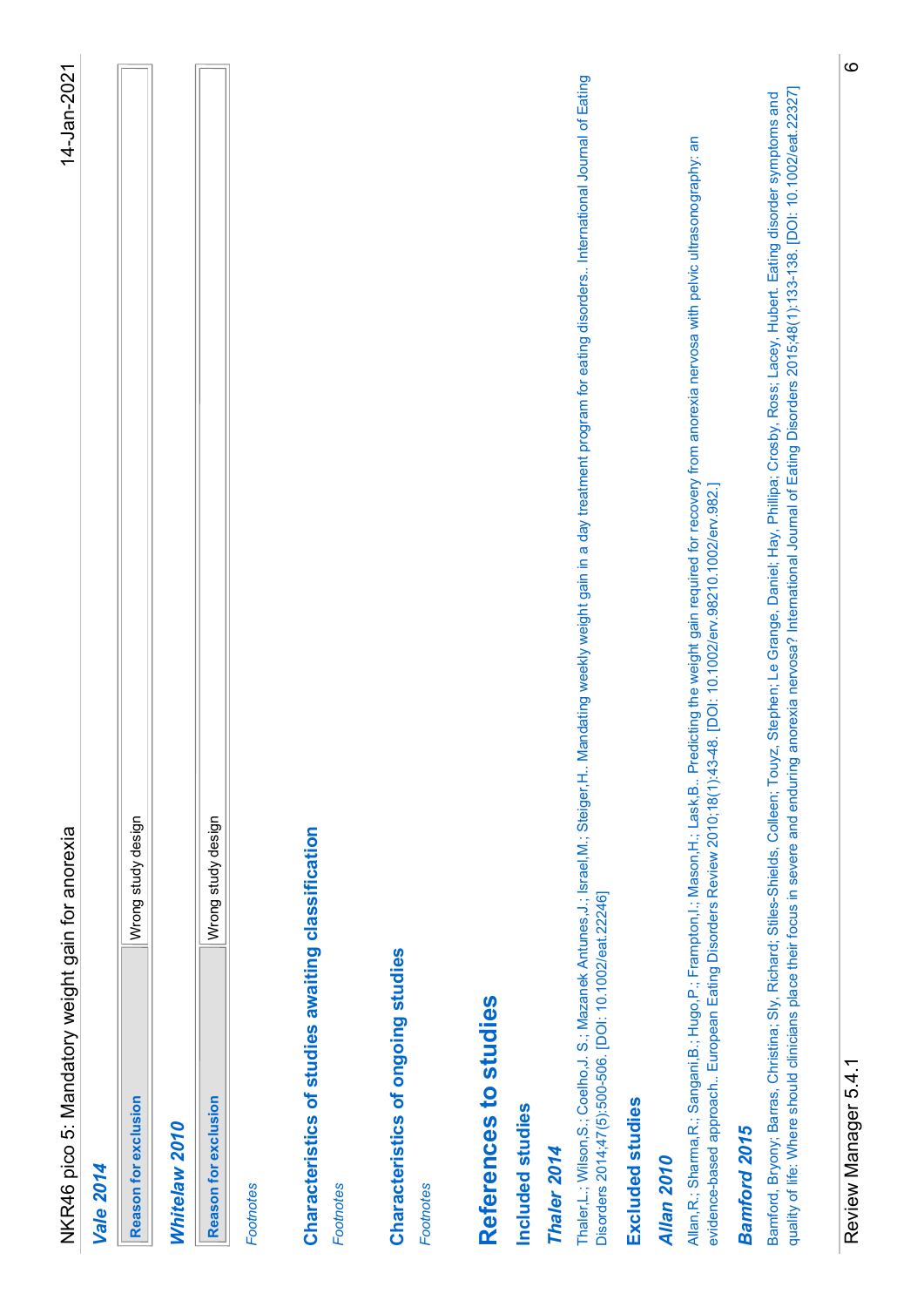### Vale 2014

| Reason for exclusion | Wrong study design |
| --- | --- |

### Whitelaw 2010

| Reason for exclusion | Wrong study design |
| --- | --- |

*Footnotes*

## Characteristics of studies awaiting classification

*Footnotes*

## Characteristics of ongoing studies

*Footnotes*

# References to studies

## Included studies

### Thaler 2014

Thaler,L.; Wilson,S.; Coelho,J. S.; Mazanek Antunes,J.; Israel,M.; Steiger,H.. Mandating weekly weight gain in a day treatment program for eating disorders.. International Journal of Eating Disorders 2014;47(5):500-506. [DOI: 10.1002/eat.22246]

## Excluded studies

### Allan 2010

Allan,R.; Sharma,R.; Sangani,B.; Hugo,P.; Frampton,I.; Mason,H.; Lask,B.. Predicting the weight gain required for recovery from anorexia nervosa with pelvic ultrasonography: an evidence-based approach.. European Eating Disorders Review 2010;18(1):43-48. [DOI: 10.1002/erv.98210.1002/erv.982.]

### Bamford 2015

Bamford, Bryony; Barras, Christina; Sly, Richard; Stiles-Shields, Colleen; Touyz, Stephen; Le Grange, Daniel; Hay, Phillipa; Crosby, Ross; Lacey, Hubert. Eating disorder symptoms and quality of life: Where should clinicians place their focus in severe and enduring anorexia nervosa? International Journal of Eating Disorders 2015;48(1):133-138. [DOI: 10.1002/eat.22327]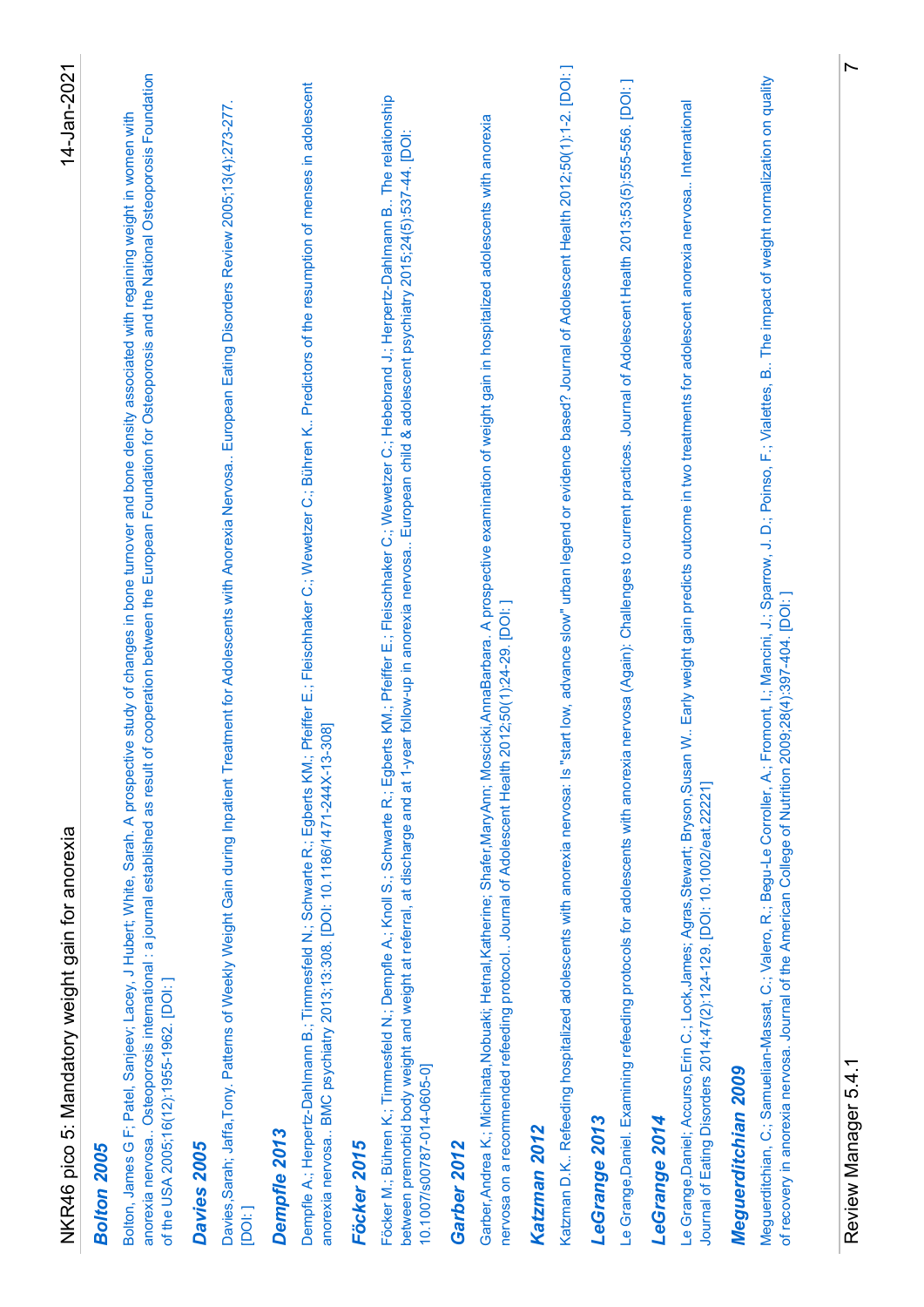### Bolton 2005

Bolton, James G F; Patel, Sanjeev; Lacey, J Hubert; White, Sarah. A prospective study of changes in bone turnover and bone density associated with regaining weight in women with anorexia nervosa.. Osteoporosis international : a journal established as result of cooperation between the European Foundation for Osteoporosis and the National Osteoporosis Foundation of the USA 2005;16(12):1955-1962. [DOI: ]

### Davies 2005

Davies,Sarah; Jaffa,Tony. Patterns of Weekly Weight Gain during Inpatient Treatment for Adolescents with Anorexia Nervosa.. European Eating Disorders Review 2005;13(4):273-277. [DOI: ]

### Dempfle 2013

Dempfle A.; Herpertz-Dahlmann B.; Timmesfeld N.; Schwarte R.; Egberts KM.; Pfeiffer E.; Fleischhaker C.; Wewetzer C.; Bühren K.. Predictors of the resumption of menses in adolescent anorexia nervosa.. BMC psychiatry 2013;13:308. [DOI: 10.1186/1471-244X-13-308]

### Föcker 2015

Föcker M.; Bühren K.; Timmesfeld N.; Dempfle A.; Knoll S.; Schwarte R.; Egberts KM.; Pfeiffer E.; Fleischhaker C.; Wewetzer C.; Hebebrand J.; Herpertz-Dahlmann B.. The relationship between premorbid body weight and weight at referral, at discharge and at 1-year follow-up in anorexia nervosa.. European child & adolescent psychiatry 2015;24(5):537-44. [DOI: 10.1007/s00787-014-0605-0]

### Garber 2012

Garber,Andrea K.; Michihata,Nobuaki; Hetnal,Katherine; Shafer,MaryAnn; Moscicki,AnnaBarbara. A prospective examination of weight gain in hospitalized adolescents with anorexia nervosa on a recommended refeeding protocol.. Journal of Adolescent Health 2012;50(1):24-29. [DOI: ]

### Katzman 2012

Katzman D.K.. Refeeding hospitalized adolescents with anorexia nervosa: Is "start low, advance slow" urban legend or evidence based? Journal of Adolescent Health 2012;50(1):1-2. [DOI: ]

### LeGrange 2013

Le Grange,Daniel. Examining refeeding protocols for adolescents with anorexia nervosa (Again): Challenges to current practices. Journal of Adolescent Health 2013;53(5):555-556. [DOI: ]

### LeGrange 2014

Le Grange,Daniel; Accurso,Erin C.; Lock,James; Agras,Stewart; Bryson,Susan W.. Early weight gain predicts outcome in two treatments for adolescent anorexia nervosa.. International Journal of Eating Disorders 2014;47(2):124-129. [DOI: 10.1002/eat.22221]

### Meguerditchian 2009

Meguerditchian, C.; Samuelian-Massat, C.; Valero, R.; Begu-Le Corroller, A.; Fromont, I.; Mancini, J.; Sparrow, J. D.; Poinso, F.; Vialettes, B.. The impact of weight normalization on quality of recovery in anorexia nervosa. Journal of the American College of Nutrition 2009;28(4):397-404. [DOI: ]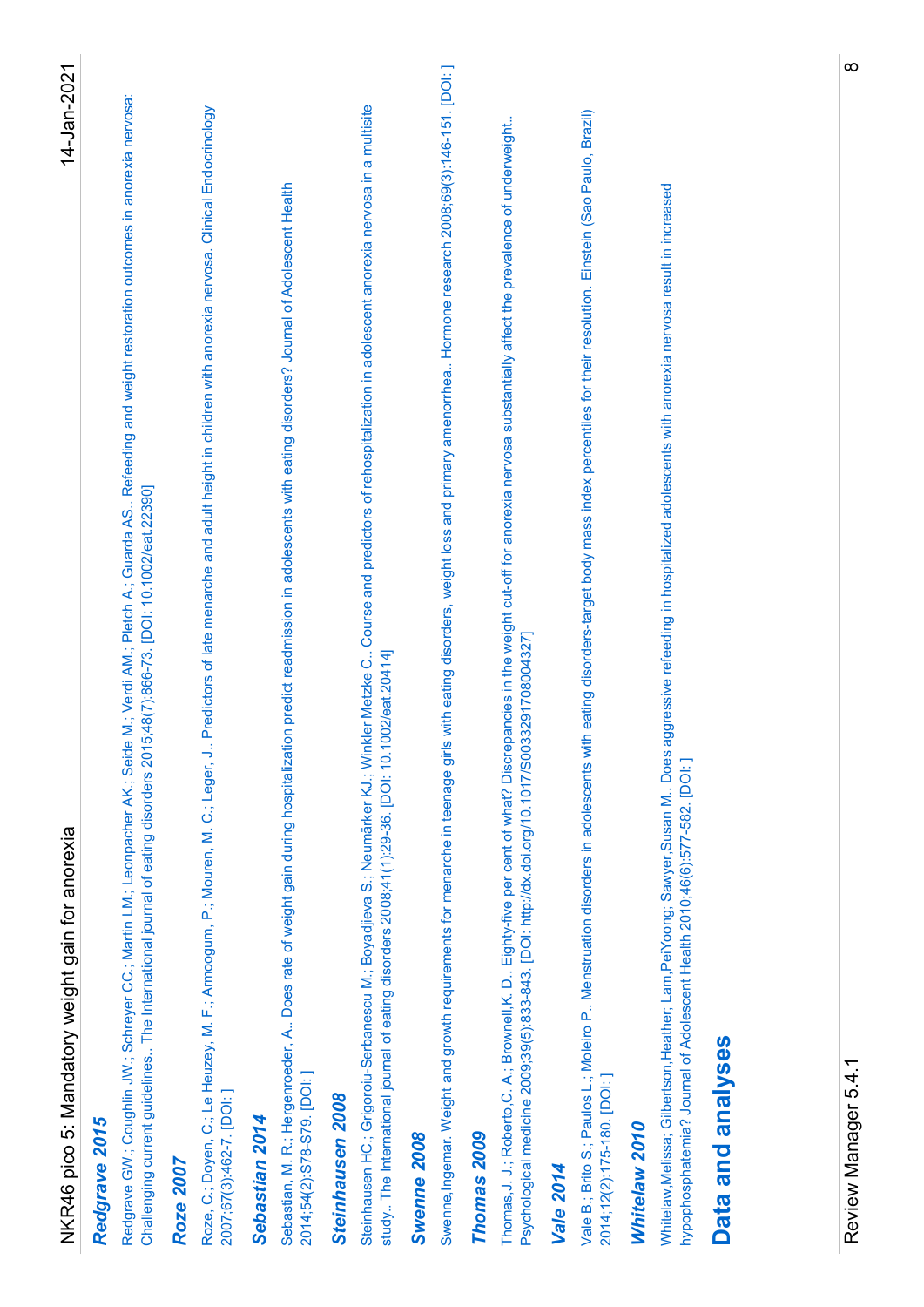### *Redgrave 2015*

Redgrave GW.; Coughlin JW.; Schreyer CC.; Martin LM.; Leonpacher AK.; Seide M.; Verdi AM.; Pletch A.; Guarda AS.. Refeeding and weight restoration outcomes in anorexia nervosa: Challenging current guidelines.. The International journal of eating disorders 2015;48(7):866-73. [DOI: 10.1002/eat.22390]

### *Roze 2007*

Roze, C.; Doyen, C.; Le Heuzey, M. F.; Armoogum, P.; Mouren, M. C.; Leger, J.. Predictors of late menarche and adult height in children with anorexia nervosa. Clinical Endocrinology 2007;67(3):462-7. [DOI: ]

### *Sebastian 2014*

Sebastian, M. R.; Hergenroeder, A.. Does rate of weight gain during hospitalization predict readmission in adolescents with eating disorders? Journal of Adolescent Health 2014;54(2):S78-S79. [DOI: ]

### *Steinhausen 2008*

Steinhausen HC.; Grigoroiu-Serbanescu M.; Boyadjieva S.; Neumärker KJ.; Winkler Metzke C.. Course and predictors of rehospitalization in adolescent anorexia nervosa in a multisite study.. The International journal of eating disorders 2008;41(1):29-36. [DOI: 10.1002/eat.20414]

### *Swenne 2008*

Swenne,Ingemar. Weight and growth requirements for menarche in teenage girls with eating disorders, weight loss and primary amenorrhea.. Hormone research 2008;69(3):146-151. [DOI: ]

### *Thomas 2009*

Thomas,J. J.; Roberto,C. A.; Brownell,K. D.. Eighty-five per cent of what? Discrepancies in the weight cut-off for anorexia nervosa substantially affect the prevalence of underweight.. Psychological medicine 2009;39(5):833-843. [DOI: http://dx.doi.org/10.1017/S0033291708004327]

### *Vale 2014*

Vale B.; Brito S.; Paulos L.; Moleiro P.. Menstruation disorders in adolescents with eating disorders-target body mass index percentiles for their resolution. Einstein (Sao Paulo, Brazil) 2014;12(2):175-180. [DOI: ]

### *Whitelaw 2010*

Whitelaw,Melissa; Gilbertson,Heather; Lam,PeiYoong; Sawyer,Susan M.. Does aggressive refeeding in hospitalized adolescents with anorexia nervosa result in increased hypophosphatemia? Journal of Adolescent Health 2010;46(6):577-582. [DOI: ]

## Data and analyses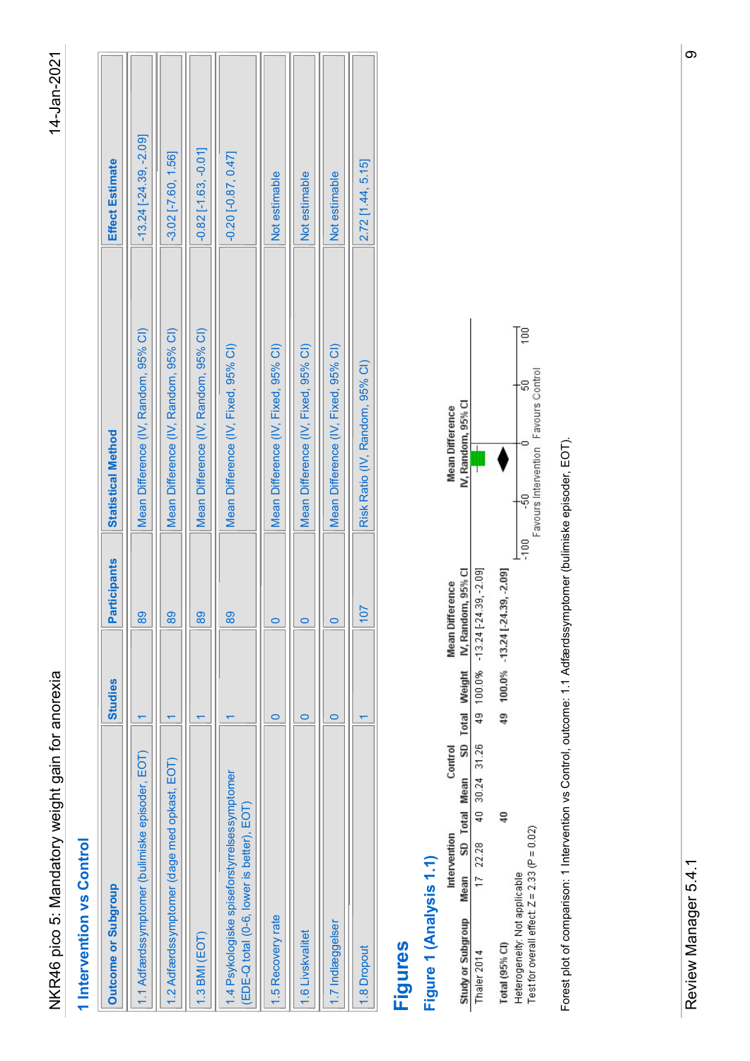## 1 Intervention vs Control

| Outcome or Subgroup | Studies | Participants | Statistical Method | Effect Estimate |
|---|---|---|---|---|
| 1.1 Adfærdssymptomer (bulimiske episoder, EOT) | 1 | 89 | Mean Difference (IV, Random, 95% CI) | -13.24 [-24.39, -2.09] |
| 1.2 Adfærdssymptomer (dage med opkast, EOT) | 1 | 89 | Mean Difference (IV, Random, 95% CI) | -3.02 [-7.60, 1.56] |
| 1.3 BMI (EOT) | 1 | 89 | Mean Difference (IV, Random, 95% CI) | -0.82 [-1.63, -0.01] |
| 1.4 Psykologiske spiseforstyrrelsessymptomer (EDE-Q total (0-6, lower is better), EOT) | 1 | 89 | Mean Difference (IV, Fixed, 95% CI) | -0.20 [-0.87, 0.47] |
| 1.5 Recovery rate | 0 | 0 | Mean Difference (IV, Fixed, 95% CI) | Not estimable |
| 1.6 Livskvalitet | 0 | 0 | Mean Difference (IV, Fixed, 95% CI) | Not estimable |
| 1.7 Indlæggelser | 0 | 0 | Mean Difference (IV, Fixed, 95% CI) | Not estimable |
| 1.8 Dropout | 1 | 107 | Risk Ratio (IV, Random, 95% CI) | 2.72 [1.44, 5.15] |

# Figures

## Figure 1 (Analysis 1.1)

| Study or Subgroup | Intervention Mean | Intervention SD | Intervention Total | Control Mean | Control SD | Control Total | Weight | Mean Difference IV, Random, 95% CI |
|---|---|---|---|---|---|---|---|---|
| Thaler 2014 | 17 | 22.28 | 40 | 30.24 | 31.26 | 49 | 100.0% | -13.24 [-24.39, -2.09] |
| **Total (95% CI)** | | | **40** | | | **49** | **100.0%** | **-13.24 [-24.39, -2.09]** |

Heterogeneity: Not applicable
Test for overall effect: Z = 2.33 (P = 0.02)

Mean Difference IV, Random, 95% CI: -100, -50, 0, 50, 100 — Favours Intervention / Favours Control

Forest plot of comparison: 1 Intervention vs Control, outcome: 1.1 Adfærdssymptomer (bulimiske episoder, EOT).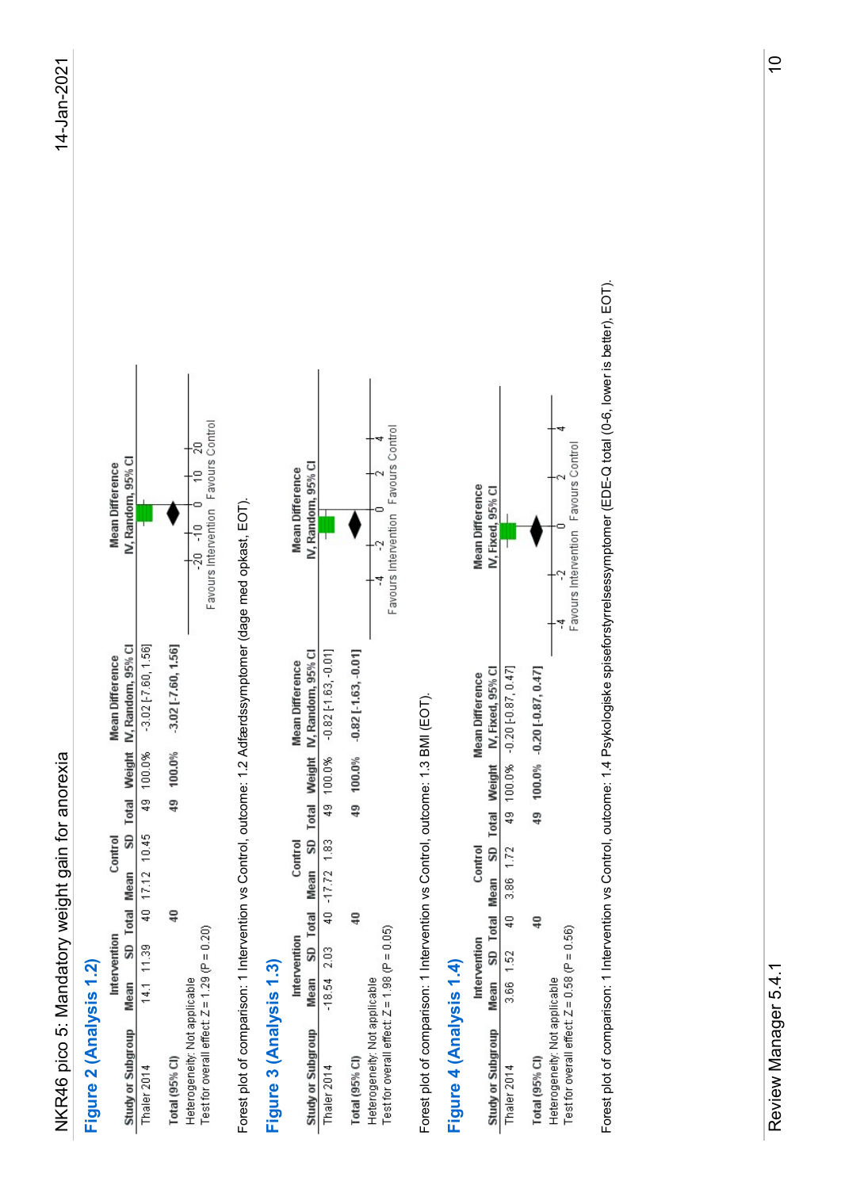## Figure 2 (Analysis 1.2)

| Study or Subgroup | Intervention Mean | Intervention SD | Intervention Total | Control Mean | Control SD | Control Total | Weight | Mean Difference IV, Random, 95% CI |
|---|---|---|---|---|---|---|---|---|
| Thaler 2014 | 14.1 | 11.39 | 40 | 17.12 | 10.45 | 49 | 100.0% | -3.02 [-7.60, 1.56] |
| **Total (95% CI)** | | | **40** | | | **49** | **100.0%** | **-3.02 [-7.60, 1.56]** |

Heterogeneity: Not applicable
Test for overall effect: Z = 1.29 (P = 0.20)

Mean Difference IV, Random, 95% CI: axis -20, -10, 0, 10, 20. Favours Intervention / Favours Control

Forest plot of comparison: 1 Intervention vs Control, outcome: 1.2 Adfærdssymptomer (dage med opkast, EOT).

## Figure 3 (Analysis 1.3)

| Study or Subgroup | Intervention Mean | Intervention SD | Intervention Total | Control Mean | Control SD | Control Total | Weight | Mean Difference IV, Random, 95% CI |
|---|---|---|---|---|---|---|---|---|
| Thaler 2014 | -18.54 | 2.03 | 40 | -17.72 | 1.83 | 49 | 100.0% | -0.82 [-1.63, -0.01] |
| **Total (95% CI)** | | | **40** | | | **49** | **100.0%** | **-0.82 [-1.63, -0.01]** |

Heterogeneity: Not applicable
Test for overall effect: Z = 1.98 (P = 0.05)

Mean Difference IV, Random, 95% CI: axis -4, -2, 0, 2, 4. Favours Intervention / Favours Control

Forest plot of comparison: 1 Intervention vs Control, outcome: 1.3 BMI (EOT).

## Figure 4 (Analysis 1.4)

| Study or Subgroup | Intervention Mean | Intervention SD | Intervention Total | Control Mean | Control SD | Control Total | Weight | Mean Difference IV, Fixed, 95% CI |
|---|---|---|---|---|---|---|---|---|
| Thaler 2014 | 3.66 | 1.52 | 40 | 3.86 | 1.72 | 49 | 100.0% | -0.20 [-0.87, 0.47] |
| **Total (95% CI)** | | | **40** | | | **49** | **100.0%** | **-0.20 [-0.87, 0.47]** |

Heterogeneity: Not applicable
Test for overall effect: Z = 0.58 (P = 0.56)

Mean Difference IV, Fixed, 95% CI: axis -4, -2, 0, 2, 4. Favours Intervention / Favours Control

Forest plot of comparison: 1 Intervention vs Control, outcome: 1.4 Psykologiske spiseforstyrrelsessymptomer (EDE-Q total (0-6, lower is better), EOT).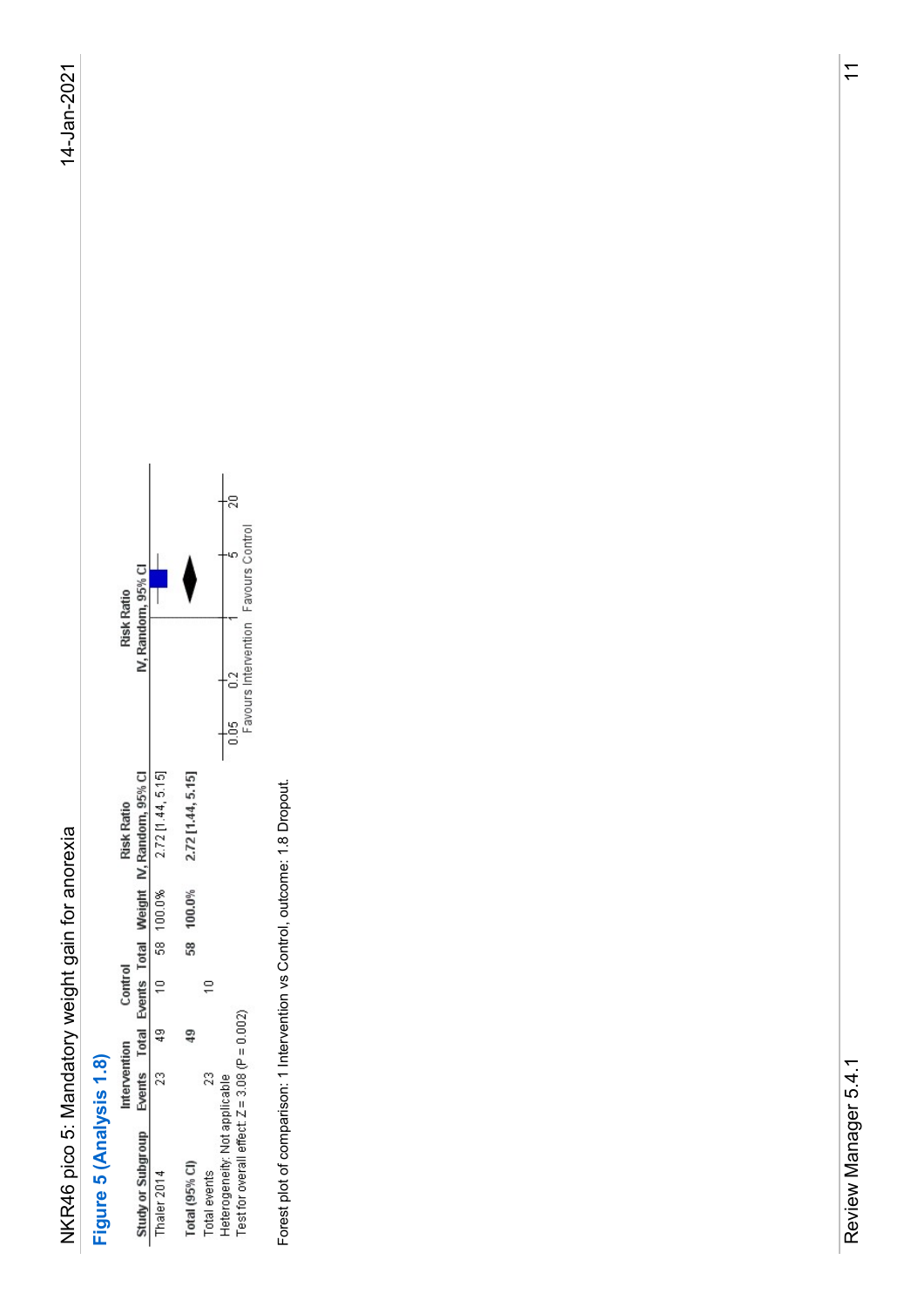## Figure 5 (Analysis 1.8)

| Study or Subgroup | Intervention | | Control | | Weight | Risk Ratio |
|---|---|---|---|---|---|---|
| | Events | Total | Events | Total | | IV, Random, 95% CI |
| Thaler 2014 | 23 | 49 | 10 | 58 | 100.0% | 2.72 [1.44, 5.15] |
| **Total (95% CI)** | | **49** | | **58** | **100.0%** | **2.72 [1.44, 5.15]** |
| Total events | 23 | | 10 | | | |

Heterogeneity: Not applicable

Test for overall effect: Z = 3.08 (P = 0.002)

Risk Ratio
IV, Random, 95% CI

0.05 0.2 1 5 20

Favours Intervention Favours Control

Forest plot of comparison: 1 Intervention vs Control, outcome: 1.8 Dropout.